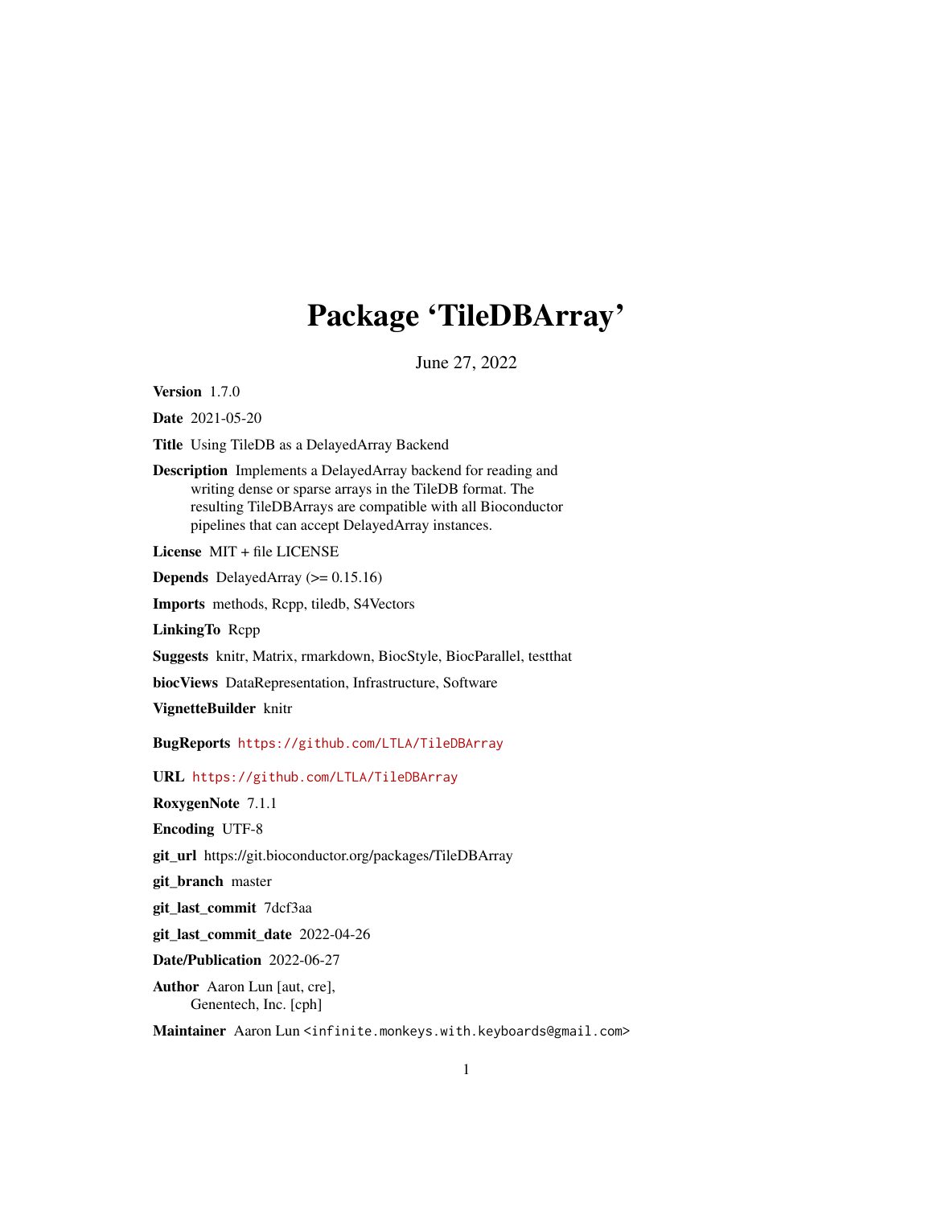# Package 'TileDBArray'

June 27, 2022

**Version** 1.7.0

**Date** 2021-05-20

**Title** Using TileDB as a DelayedArray Backend

**Description** Implements a DelayedArray backend for reading and writing dense or sparse arrays in the TileDB format. The resulting TileDBArrays are compatible with all Bioconductor pipelines that can accept DelayedArray instances.

**License** MIT + file LICENSE

**Depends** DelayedArray (>= 0.15.16)

**Imports** methods, Rcpp, tiledb, S4Vectors

**LinkingTo** Rcpp

**Suggests** knitr, Matrix, rmarkdown, BiocStyle, BiocParallel, testthat

**biocViews** DataRepresentation, Infrastructure, Software

**VignetteBuilder** knitr

**BugReports** https://github.com/LTLA/TileDBArray

**URL** https://github.com/LTLA/TileDBArray

**RoxygenNote** 7.1.1

**Encoding** UTF-8

**git_url** https://git.bioconductor.org/packages/TileDBArray

**git_branch** master

**git_last_commit** 7dcf3aa

**git_last_commit_date** 2022-04-26

**Date/Publication** 2022-06-27

**Author** Aaron Lun [aut, cre], Genentech, Inc. [cph]

**Maintainer** Aaron Lun <infinite.monkeys.with.keyboards@gmail.com>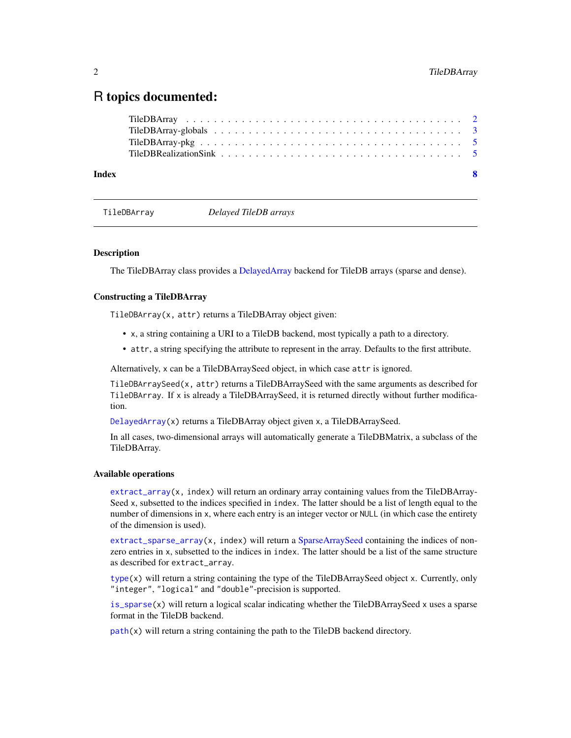# R topics documented:

- TileDBArray . . . . . . . . . . . . . . . . . . . . . . . . . . . . . . . . . . . 2
- TileDBArray-globals . . . . . . . . . . . . . . . . . . . . . . . . . . . . . . . 3
- TileDBArray-pkg . . . . . . . . . . . . . . . . . . . . . . . . . . . . . . . . 5
- TileDBRealizationSink . . . . . . . . . . . . . . . . . . . . . . . . . . . . . 5

**Index** **8**

---

`TileDBArray` *Delayed TileDB arrays*

---

### Description

The TileDBArray class provides a DelayedArray backend for TileDB arrays (sparse and dense).

### Constructing a TileDBArray

`TileDBArray(x, attr)` returns a TileDBArray object given:

- `x`, a string containing a URI to a TileDB backend, most typically a path to a directory.
- `attr`, a string specifying the attribute to represent in the array. Defaults to the first attribute.

Alternatively, `x` can be a TileDBArraySeed object, in which case `attr` is ignored.

`TileDBArraySeed(x, attr)` returns a TileDBArraySeed with the same arguments as described for `TileDBArray`. If `x` is already a TileDBArraySeed, it is returned directly without further modification.

`DelayedArray(x)` returns a TileDBArray object given `x`, a TileDBArraySeed.

In all cases, two-dimensional arrays will automatically generate a TileDBMatrix, a subclass of the TileDBArray.

### Available operations

`extract_array(x, index)` will return an ordinary array containing values from the TileDBArraySeed `x`, subsetted to the indices specified in `index`. The latter should be a list of length equal to the number of dimensions in `x`, where each entry is an integer vector or `NULL` (in which case the entirety of the dimension is used).

`extract_sparse_array(x, index)` will return a SparseArraySeed containing the indices of non-zero entries in `x`, subsetted to the indices in `index`. The latter should be a list of the same structure as described for `extract_array`.

`type(x)` will return a string containing the type of the TileDBArraySeed object `x`. Currently, only `"integer"`, `"logical"` and `"double"`-precision is supported.

`is_sparse(x)` will return a logical scalar indicating whether the TileDBArraySeed `x` uses a sparse format in the TileDB backend.

`path(x)` will return a string containing the path to the TileDB backend directory.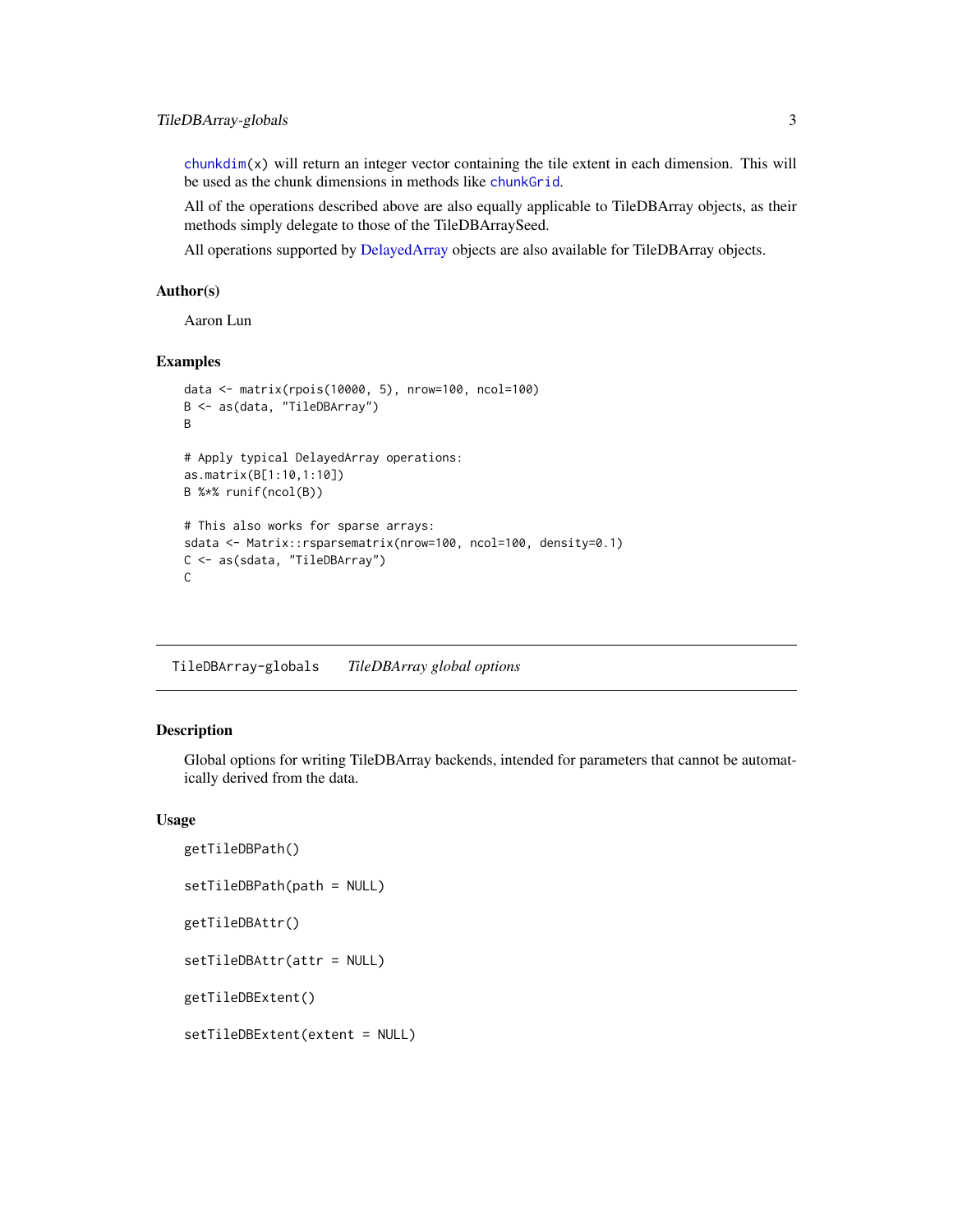`chunkdim(x)` will return an integer vector containing the tile extent in each dimension. This will be used as the chunk dimensions in methods like `chunkGrid`.

All of the operations described above are also equally applicable to TileDBArray objects, as their methods simply delegate to those of the TileDBArraySeed.

All operations supported by DelayedArray objects are also available for TileDBArray objects.

## Author(s)

Aaron Lun

## Examples

```
data <- matrix(rpois(10000, 5), nrow=100, ncol=100)
B <- as(data, "TileDBArray")
B

# Apply typical DelayedArray operations:
as.matrix(B[1:10,1:10])
B %*% runif(ncol(B))

# This also works for sparse arrays:
sdata <- Matrix::rsparsematrix(nrow=100, ncol=100, density=0.1)
C <- as(sdata, "TileDBArray")
C
```

---

# TileDBArray-globals *TileDBArray global options*

## Description

Global options for writing TileDBArray backends, intended for parameters that cannot be automatically derived from the data.

## Usage

```
getTileDBPath()

setTileDBPath(path = NULL)

getTileDBAttr()

setTileDBAttr(attr = NULL)

getTileDBExtent()

setTileDBExtent(extent = NULL)
```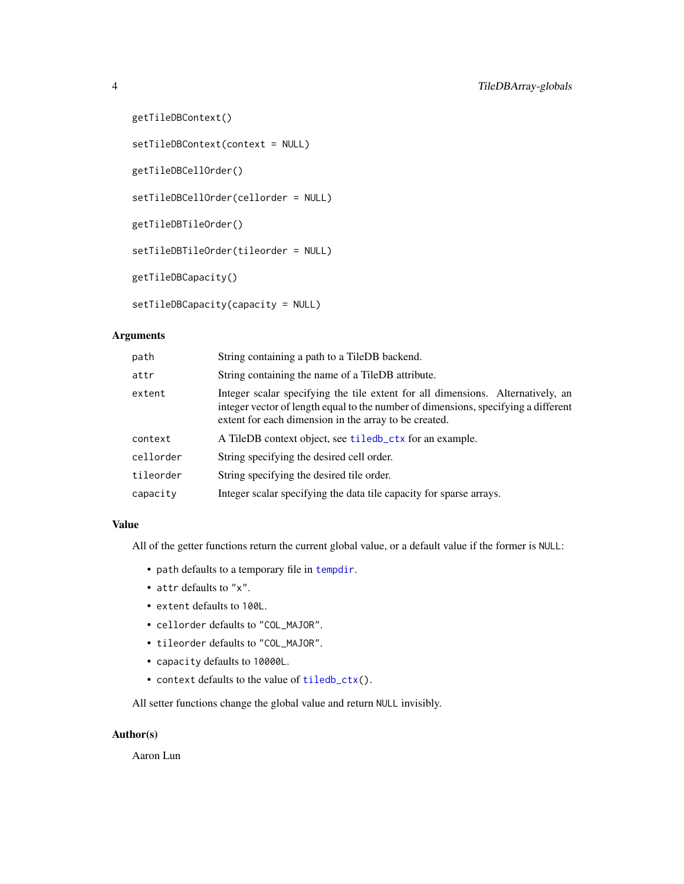```
getTileDBContext()

setTileDBContext(context = NULL)

getTileDBCellOrder()

setTileDBCellOrder(cellorder = NULL)

getTileDBTileOrder()

setTileDBTileOrder(tileorder = NULL)

getTileDBCapacity()

setTileDBCapacity(capacity = NULL)
```

## Arguments

| | |
|---|---|
| `path` | String containing a path to a TileDB backend. |
| `attr` | String containing the name of a TileDB attribute. |
| `extent` | Integer scalar specifying the tile extent for all dimensions. Alternatively, an integer vector of length equal to the number of dimensions, specifying a different extent for each dimension in the array to be created. |
| `context` | A TileDB context object, see `tiledb_ctx` for an example. |
| `cellorder` | String specifying the desired cell order. |
| `tileorder` | String specifying the desired tile order. |
| `capacity` | Integer scalar specifying the data tile capacity for sparse arrays. |

## Value

All of the getter functions return the current global value, or a default value if the former is `NULL`:

- `path` defaults to a temporary file in `tempdir`.
- `attr` defaults to `"x"`.
- `extent` defaults to `100L`.
- `cellorder` defaults to `"COL_MAJOR"`.
- `tileorder` defaults to `"COL_MAJOR"`.
- `capacity` defaults to `10000L`.
- `context` defaults to the value of `tiledb_ctx()`.

All setter functions change the global value and return `NULL` invisibly.

## Author(s)

Aaron Lun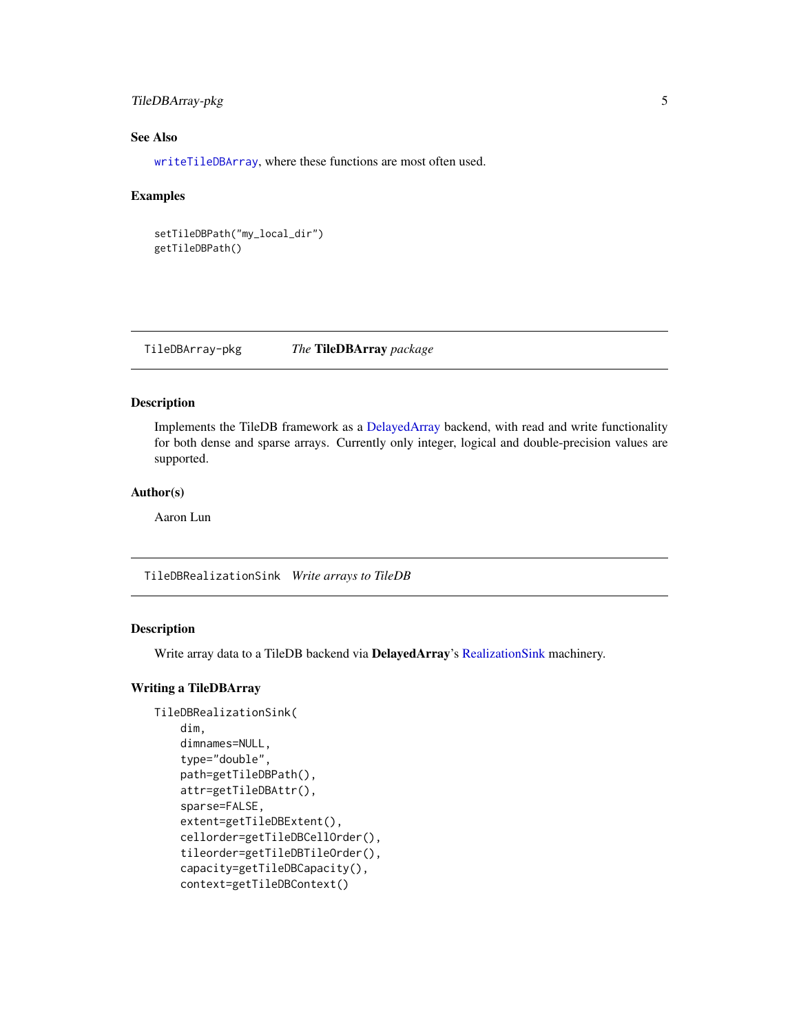### See Also

`writeTileDBArray`, where these functions are most often used.

### Examples

```
setTileDBPath("my_local_dir")
getTileDBPath()
```

---

## TileDBArray-pkg *The* **TileDBArray** *package*

---

### Description

Implements the TileDB framework as a DelayedArray backend, with read and write functionality for both dense and sparse arrays. Currently only integer, logical and double-precision values are supported.

### Author(s)

Aaron Lun

---

## TileDBRealizationSink *Write arrays to TileDB*

---

### Description

Write array data to a TileDB backend via **DelayedArray**'s RealizationSink machinery.

### Writing a TileDBArray

```
TileDBRealizationSink(
    dim,
    dimnames=NULL,
    type="double",
    path=getTileDBPath(),
    attr=getTileDBAttr(),
    sparse=FALSE,
    extent=getTileDBExtent(),
    cellorder=getTileDBCellOrder(),
    tileorder=getTileDBTileOrder(),
    capacity=getTileDBCapacity(),
    context=getTileDBContext()
```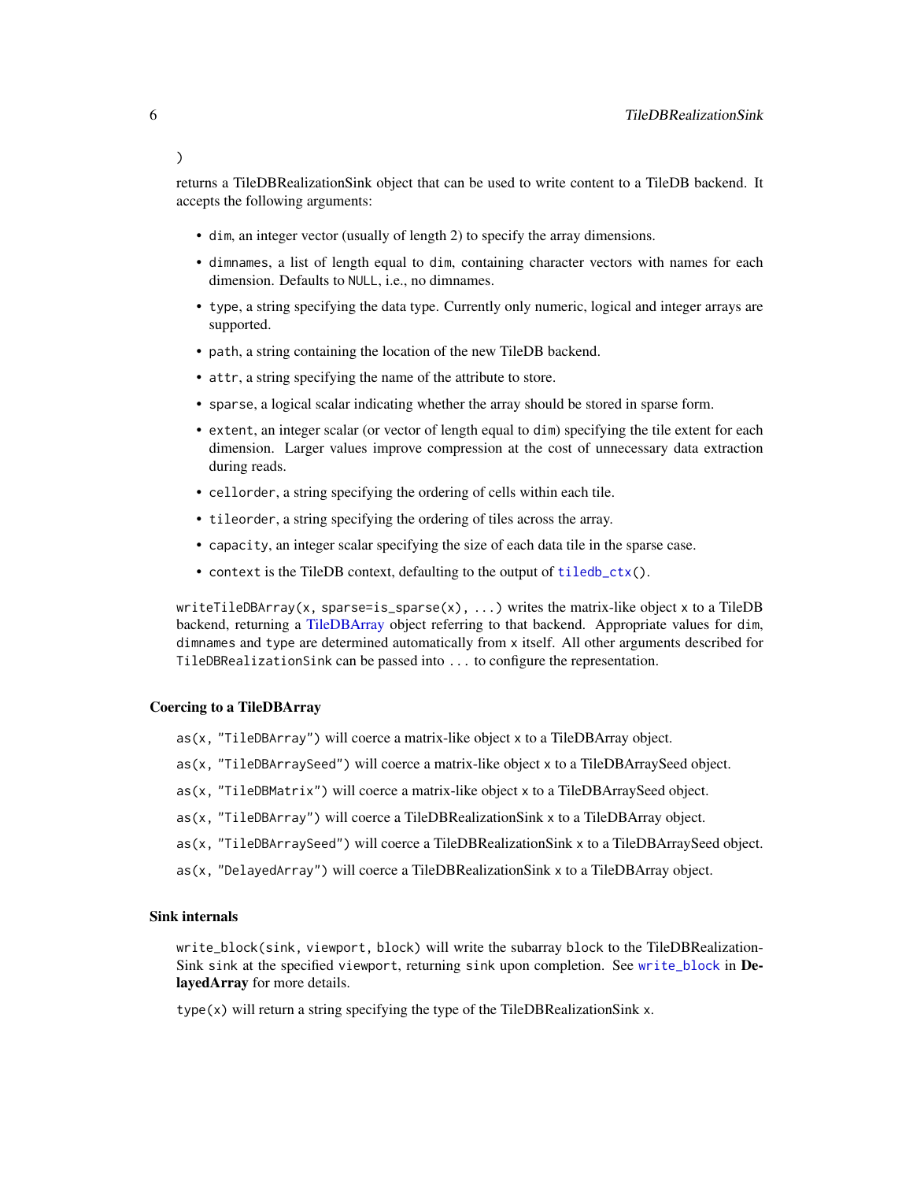)

returns a TileDBRealizationSink object that can be used to write content to a TileDB backend. It accepts the following arguments:

- `dim`, an integer vector (usually of length 2) to specify the array dimensions.
- `dimnames`, a list of length equal to `dim`, containing character vectors with names for each dimension. Defaults to `NULL`, i.e., no dimnames.
- `type`, a string specifying the data type. Currently only numeric, logical and integer arrays are supported.
- `path`, a string containing the location of the new TileDB backend.
- `attr`, a string specifying the name of the attribute to store.
- `sparse`, a logical scalar indicating whether the array should be stored in sparse form.
- `extent`, an integer scalar (or vector of length equal to `dim`) specifying the tile extent for each dimension. Larger values improve compression at the cost of unnecessary data extraction during reads.
- `cellorder`, a string specifying the ordering of cells within each tile.
- `tileorder`, a string specifying the ordering of tiles across the array.
- `capacity`, an integer scalar specifying the size of each data tile in the sparse case.
- `context` is the TileDB context, defaulting to the output of `tiledb_ctx()`.

`writeTileDBArray(x, sparse=is_sparse(x), ...)` writes the matrix-like object `x` to a TileDB backend, returning a TileDBArray object referring to that backend. Appropriate values for `dim`, `dimnames` and `type` are determined automatically from `x` itself. All other arguments described for `TileDBRealizationSink` can be passed into `...` to configure the representation.

### Coercing to a TileDBArray

`as(x, "TileDBArray")` will coerce a matrix-like object `x` to a TileDBArray object.

`as(x, "TileDBArraySeed")` will coerce a matrix-like object `x` to a TileDBArraySeed object.

`as(x, "TileDBMatrix")` will coerce a matrix-like object `x` to a TileDBArraySeed object.

`as(x, "TileDBArray")` will coerce a TileDBRealizationSink `x` to a TileDBArray object.

`as(x, "TileDBArraySeed")` will coerce a TileDBRealizationSink `x` to a TileDBArraySeed object.

`as(x, "DelayedArray")` will coerce a TileDBRealizationSink `x` to a TileDBArray object.

### Sink internals

`write_block(sink, viewport, block)` will write the subarray `block` to the TileDBRealizationSink `sink` at the specified `viewport`, returning `sink` upon completion. See `write_block` in **DelayedArray** for more details.

`type(x)` will return a string specifying the type of the TileDBRealizationSink `x`.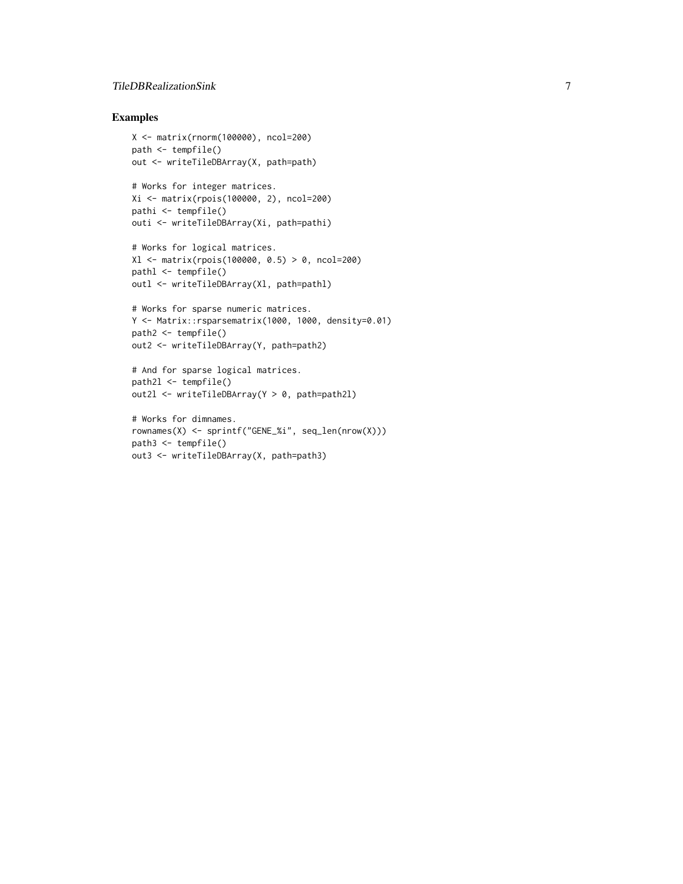## Examples

```
X <- matrix(rnorm(100000), ncol=200)
path <- tempfile()
out <- writeTileDBArray(X, path=path)

# Works for integer matrices.
Xi <- matrix(rpois(100000, 2), ncol=200)
pathi <- tempfile()
outi <- writeTileDBArray(Xi, path=pathi)

# Works for logical matrices.
Xl <- matrix(rpois(100000, 0.5) > 0, ncol=200)
pathl <- tempfile()
outl <- writeTileDBArray(Xl, path=pathl)

# Works for sparse numeric matrices.
Y <- Matrix::rsparsematrix(1000, 1000, density=0.01)
path2 <- tempfile()
out2 <- writeTileDBArray(Y, path=path2)

# And for sparse logical matrices.
path2l <- tempfile()
out2l <- writeTileDBArray(Y > 0, path=path2l)

# Works for dimnames.
rownames(X) <- sprintf("GENE_%i", seq_len(nrow(X)))
path3 <- tempfile()
out3 <- writeTileDBArray(X, path=path3)
```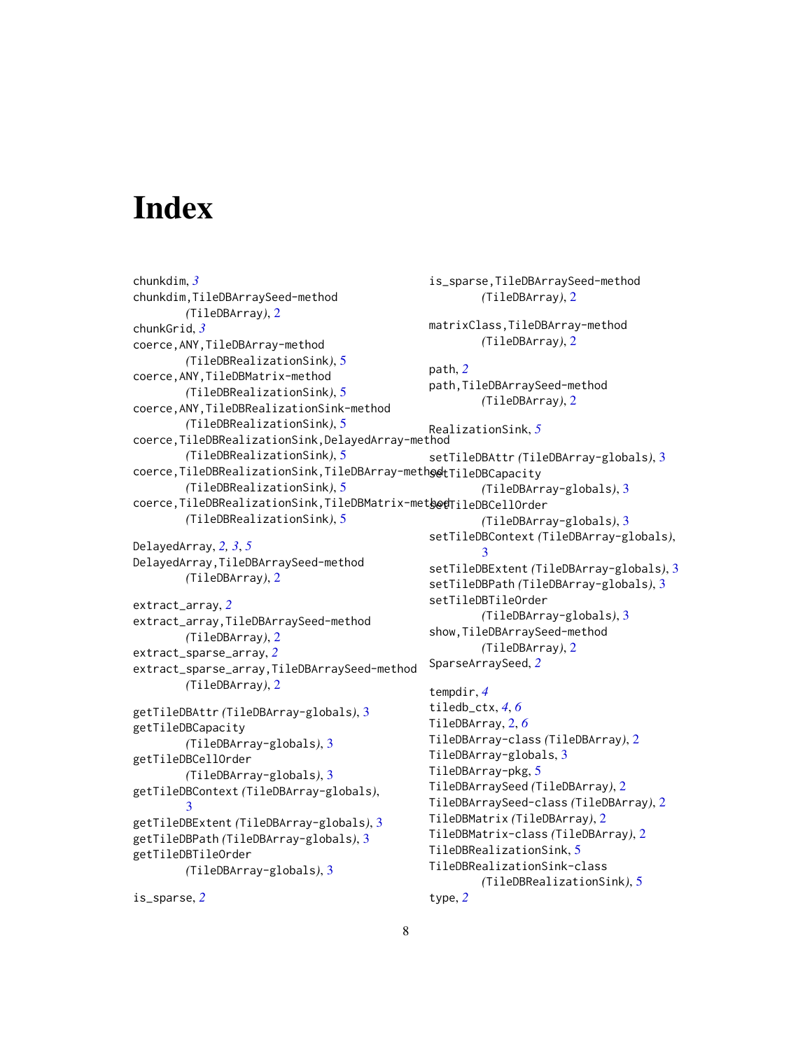# Index

chunkdim, *3*
chunkdim,TileDBArraySeed-method (TileDBArray), 2
chunkGrid, *3*
coerce,ANY,TileDBArray-method (TileDBRealizationSink), 5
coerce,ANY,TileDBMatrix-method (TileDBRealizationSink), 5
coerce,ANY,TileDBRealizationSink-method (TileDBRealizationSink), 5
coerce,TileDBRealizationSink,DelayedArray-method (TileDBRealizationSink), 5
coerce,TileDBRealizationSink,TileDBArray-method (TileDBRealizationSink), 5
coerce,TileDBRealizationSink,TileDBMatrix-method (TileDBRealizationSink), 5

DelayedArray, *2, 3*, *5*
DelayedArray,TileDBArraySeed-method (TileDBArray), 2

extract_array, *2*
extract_array,TileDBArraySeed-method (TileDBArray), 2
extract_sparse_array, *2*
extract_sparse_array,TileDBArraySeed-method (TileDBArray), 2

getTileDBAttr (TileDBArray-globals), 3
getTileDBCapacity (TileDBArray-globals), 3
getTileDBCellOrder (TileDBArray-globals), 3
getTileDBContext (TileDBArray-globals), 3
getTileDBExtent (TileDBArray-globals), 3
getTileDBPath (TileDBArray-globals), 3
getTileDBTileOrder (TileDBArray-globals), 3

is_sparse, *2*
is_sparse,TileDBArraySeed-method (TileDBArray), 2

matrixClass,TileDBArray-method (TileDBArray), 2

path, *2*
path,TileDBArraySeed-method (TileDBArray), 2

RealizationSink, *5*

setTileDBAttr (TileDBArray-globals), 3
setTileDBCapacity (TileDBArray-globals), 3
setTileDBCellOrder (TileDBArray-globals), 3
setTileDBContext (TileDBArray-globals), 3
setTileDBExtent (TileDBArray-globals), 3
setTileDBPath (TileDBArray-globals), 3
setTileDBTileOrder (TileDBArray-globals), 3
show,TileDBArraySeed-method (TileDBArray), 2
SparseArraySeed, *2*

tempdir, *4*
tiledb_ctx, *4*, *6*
TileDBArray, 2, *6*
TileDBArray-class (TileDBArray), 2
TileDBArray-globals, 3
TileDBArray-pkg, 5
TileDBArraySeed (TileDBArray), 2
TileDBArraySeed-class (TileDBArray), 2
TileDBMatrix (TileDBArray), 2
TileDBMatrix-class (TileDBArray), 2
TileDBRealizationSink, 5
TileDBRealizationSink-class (TileDBRealizationSink), 5
type, *2*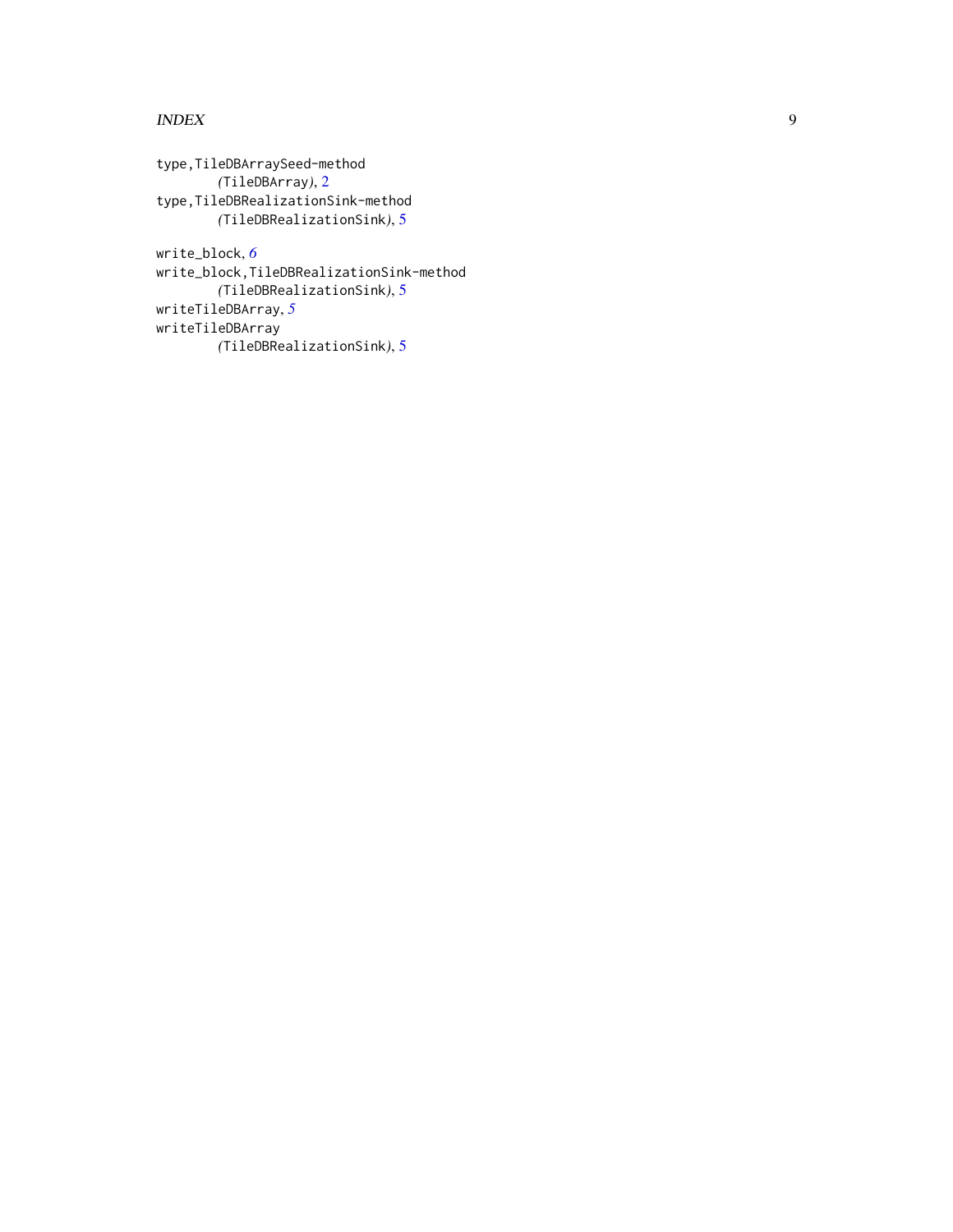type,TileDBArraySeed-method
        *(TileDBArray)*, 2
type,TileDBRealizationSink-method
        *(TileDBRealizationSink)*, 5

write_block, *6*
write_block,TileDBRealizationSink-method
        *(TileDBRealizationSink)*, 5
writeTileDBArray, *5*
writeTileDBArray
        *(TileDBRealizationSink)*, 5